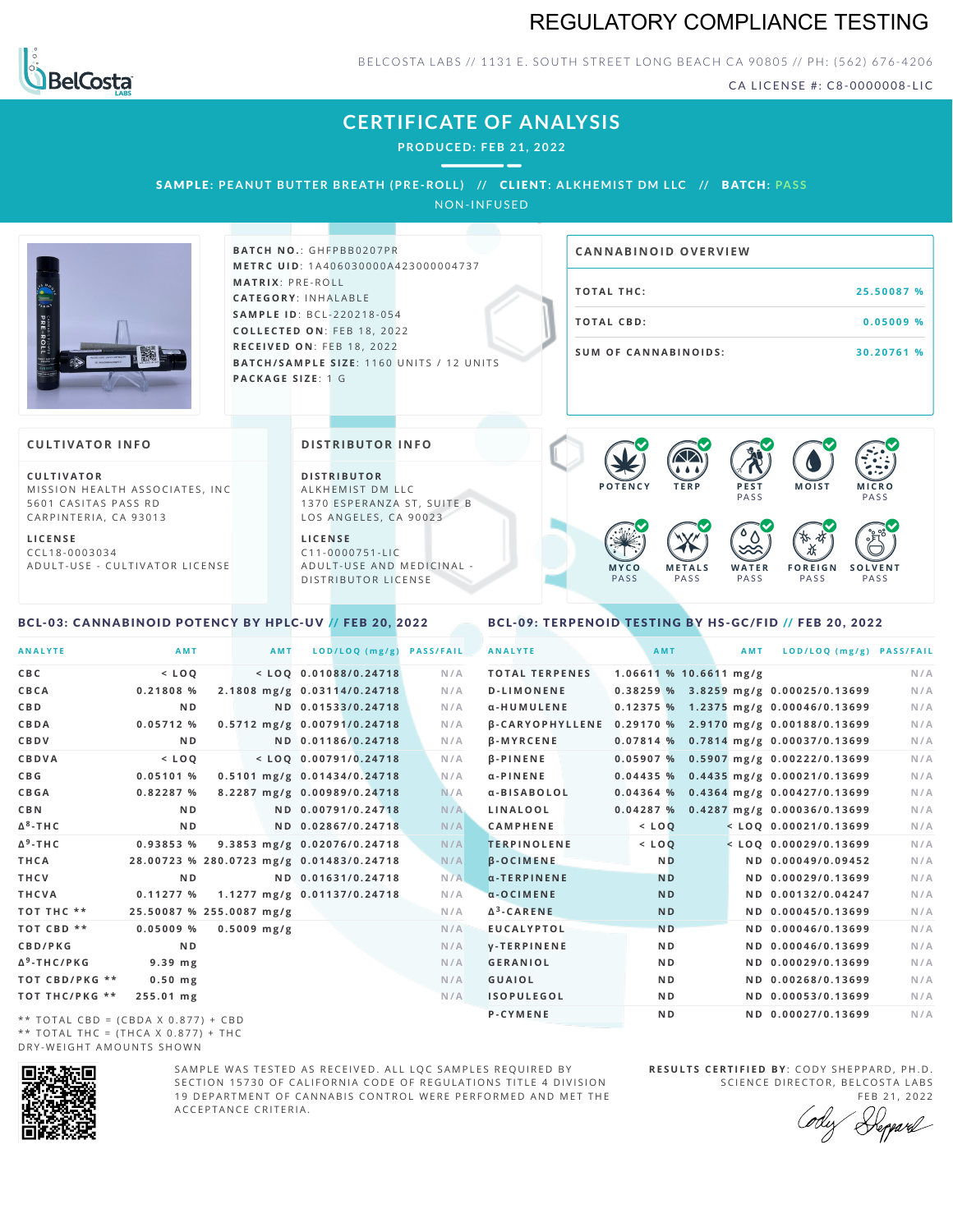# REGULATORY COMPLIANCE TESTING

BELCOSTA LABS // 1131 E. SOUTH STREET LONG BEACH CA 90805 // PH: (562) 676-4206

CA LICENSE #: C8-0000008-LIC

## CERTIFICATE OF ANALYSIS

PRODUCED: FEB 21, 2022

SAMPLE: PEANUT BUTTER BREATH (PRE-ROLL) // CLIENT: ALKHEMIST DM LLC // BATCH: PASS

NON-INFUSED

**BATCH NO.**: GHFPBB0207PR
**METRC UID**: 1A406030000A423000004737
**MATRIX**: PRE-ROLL
**CATEGORY**: INHALABLE
**SAMPLE ID**: BCL-220218-054
**COLLECTED ON**: FEB 18, 2022
**RECEIVED ON**: FEB 18, 2022
**BATCH/SAMPLE SIZE**: 1160 UNITS / 12 UNITS
**PACKAGE SIZE**: 1 G

### CANNABINOID OVERVIEW

| | |
|---|---|
| TOTAL THC: | 25.50087 % |
| TOTAL CBD: | 0.05009 % |
| SUM OF CANNABINOIDS: | 30.20761 % |

### CULTIVATOR INFO

**CULTIVATOR**
MISSION HEALTH ASSOCIATES, INC
5601 CASITAS PASS RD
CARPINTERIA, CA 93013

**LICENSE**
CCL18-0003034
ADULT-USE - CULTIVATOR LICENSE

### DISTRIBUTOR INFO

**DISTRIBUTOR**
ALKHEMIST DM LLC
1370 ESPERANZA ST, SUITE B
LOS ANGELES, CA 90023

**LICENSE**
C11-0000751-LIC
ADULT-USE AND MEDICINAL - DISTRIBUTOR LICENSE

POTENCY | TERP | PEST PASS | MOIST | MICRO PASS | MYCO PASS | METALS PASS | WATER PASS | FOREIGN PASS | SOLVENT PASS

### BCL-03: CANNABINOID POTENCY BY HPLC-UV // FEB 20, 2022

| ANALYTE | AMT | AMT | LOD/LOQ (mg/g) | PASS/FAIL |
|---|---|---|---|---|
| CBC | < LOQ | < LOQ | 0.01088/0.24718 | N/A |
| CBCA | 0.21808 % | 2.1808 mg/g | 0.03114/0.24718 | N/A |
| CBD | ND | ND | 0.01533/0.24718 | N/A |
| CBDA | 0.05712 % | 0.5712 mg/g | 0.00791/0.24718 | N/A |
| CBDV | ND | ND | 0.01186/0.24718 | N/A |
| CBDVA | < LOQ | < LOQ | 0.00791/0.24718 | N/A |
| CBG | 0.05101 % | 0.5101 mg/g | 0.01434/0.24718 | N/A |
| CBGA | 0.82287 % | 8.2287 mg/g | 0.00989/0.24718 | N/A |
| CBN | ND | ND | 0.00791/0.24718 | N/A |
| $\Delta^8$-THC | ND | ND | 0.02867/0.24718 | N/A |
| $\Delta^9$-THC | 0.93853 % | 9.3853 mg/g | 0.02076/0.24718 | N/A |
| THCA | 28.00723 % | 280.0723 mg/g | 0.01483/0.24718 | N/A |
| THCV | ND | ND | 0.01631/0.24718 | N/A |
| THCVA | 0.11277 % | 1.1277 mg/g | 0.01137/0.24718 | N/A |
| TOT THC ** | 25.50087 % | 255.0087 mg/g | | N/A |
| TOT CBD ** | 0.05009 % | 0.5009 mg/g | | N/A |
| CBD/PKG | ND | | | N/A |
| $\Delta^9$-THC/PKG | 9.39 mg | | | N/A |
| TOT CBD/PKG ** | 0.50 mg | | | N/A |
| TOT THC/PKG ** | 255.01 mg | | | N/A |

** TOTAL CBD = (CBDA X 0.877) + CBD
** TOTAL THC = (THCA X 0.877) + THC
DRY-WEIGHT AMOUNTS SHOWN

### BCL-09: TERPENOID TESTING BY HS-GC/FID // FEB 20, 2022

| ANALYTE | AMT | AMT | LOD/LOQ (mg/g) | PASS/FAIL |
|---|---|---|---|---|
| TOTAL TERPENES | 1.06611 % | 10.6611 mg/g | | N/A |
| D-LIMONENE | 0.38259 % | 3.8259 mg/g | 0.00025/0.13699 | N/A |
| α-HUMULENE | 0.12375 % | 1.2375 mg/g | 0.00046/0.13699 | N/A |
| β-CARYOPHYLLENE | 0.29170 % | 2.9170 mg/g | 0.00188/0.13699 | N/A |
| β-MYRCENE | 0.07814 % | 0.7814 mg/g | 0.00037/0.13699 | N/A |
| β-PINENE | 0.05907 % | 0.5907 mg/g | 0.00222/0.13699 | N/A |
| α-PINENE | 0.04435 % | 0.4435 mg/g | 0.00021/0.13699 | N/A |
| α-BISABOLOL | 0.04364 % | 0.4364 mg/g | 0.00427/0.13699 | N/A |
| LINALOOL | 0.04287 % | 0.4287 mg/g | 0.00036/0.13699 | N/A |
| CAMPHENE | < LOQ | < LOQ | 0.00021/0.13699 | N/A |
| TERPINOLENE | < LOQ | < LOQ | 0.00029/0.13699 | N/A |
| β-OCIMENE | ND | ND | 0.00049/0.09452 | N/A |
| α-TERPINENE | ND | ND | 0.00029/0.13699 | N/A |
| α-OCIMENE | ND | ND | 0.00132/0.04247 | N/A |
| $\Delta^3$-CARENE | ND | ND | 0.00045/0.13699 | N/A |
| EUCALYPTOL | ND | ND | 0.00046/0.13699 | N/A |
| γ-TERPINENE | ND | ND | 0.00046/0.13699 | N/A |
| GERANIOL | ND | ND | 0.00029/0.13699 | N/A |
| GUAIOL | ND | ND | 0.00268/0.13699 | N/A |
| ISOPULEGOL | ND | ND | 0.00053/0.13699 | N/A |
| P-CYMENE | ND | ND | 0.00027/0.13699 | N/A |

SAMPLE WAS TESTED AS RECEIVED. ALL LQC SAMPLES REQUIRED BY SECTION 15730 OF CALIFORNIA CODE OF REGULATIONS TITLE 4 DIVISION 19 DEPARTMENT OF CANNABIS CONTROL WERE PERFORMED AND MET THE ACCEPTANCE CRITERIA.

**RESULTS CERTIFIED BY**: CODY SHEPPARD, PH.D.
SCIENCE DIRECTOR, BELCOSTA LABS
FEB 21, 2022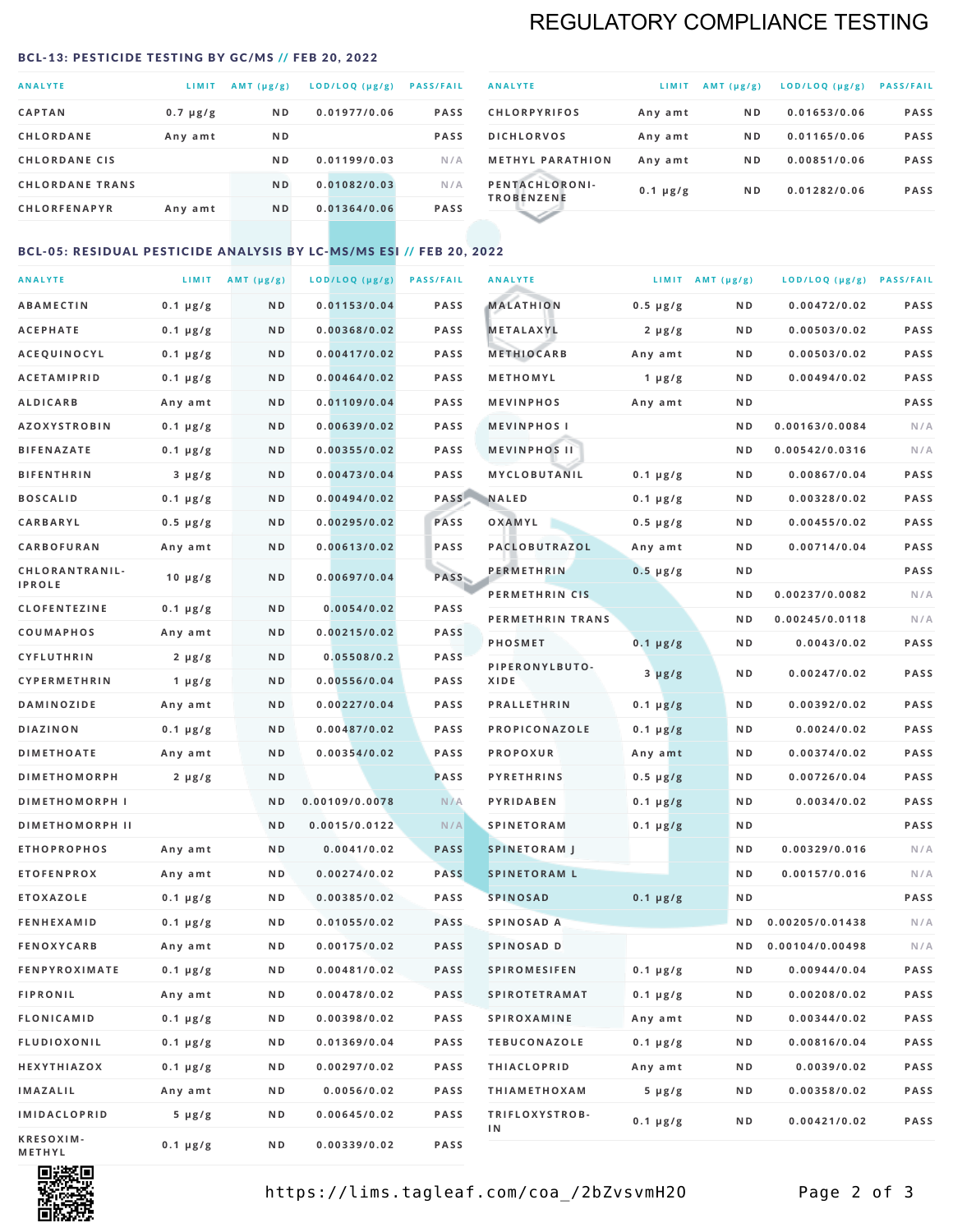# REGULATORY COMPLIANCE TESTING

## BCL-13: PESTICIDE TESTING BY GC/MS // FEB 20, 2022

| ANALYTE | LIMIT | AMT (µg/g) | LOD/LOQ (µg/g) | PASS/FAIL |
|---|---|---|---|---|
| CAPTAN | 0.7 µg/g | ND | 0.01977/0.06 | PASS |
| CHLORDANE | Any amt | ND | | PASS |
| CHLORDANE CIS | | ND | 0.01199/0.03 | N/A |
| CHLORDANE TRANS | | ND | 0.01082/0.03 | N/A |
| CHLORFENAPYR | Any amt | ND | 0.01364/0.06 | PASS |
| CHLORPYRIFOS | Any amt | ND | 0.01653/0.06 | PASS |
| DICHLORVOS | Any amt | ND | 0.01165/0.06 | PASS |
| METHYL PARATHION | Any amt | ND | 0.00851/0.06 | PASS |
| PENTACHLORONITROBENZENE | 0.1 µg/g | ND | 0.01282/0.06 | PASS |

## BCL-05: RESIDUAL PESTICIDE ANALYSIS BY LC-MS/MS ESI // FEB 20, 2022

| ANALYTE | LIMIT | AMT (µg/g) | LOD/LOQ (µg/g) | PASS/FAIL |
|---|---|---|---|---|
| ABAMECTIN | 0.1 µg/g | ND | 0.01153/0.04 | PASS |
| ACEPHATE | 0.1 µg/g | ND | 0.00368/0.02 | PASS |
| ACEQUINOCYL | 0.1 µg/g | ND | 0.00417/0.02 | PASS |
| ACETAMIPRID | 0.1 µg/g | ND | 0.00464/0.02 | PASS |
| ALDICARB | Any amt | ND | 0.01109/0.04 | PASS |
| AZOXYSTROBIN | 0.1 µg/g | ND | 0.00639/0.02 | PASS |
| BIFENAZATE | 0.1 µg/g | ND | 0.00355/0.02 | PASS |
| BIFENTHRIN | 3 µg/g | ND | 0.00473/0.04 | PASS |
| BOSCALID | 0.1 µg/g | ND | 0.00494/0.02 | PASS |
| CARBARYL | 0.5 µg/g | ND | 0.00295/0.02 | PASS |
| CARBOFURAN | Any amt | ND | 0.00613/0.02 | PASS |
| CHLORANTRANILIPROLE | 10 µg/g | ND | 0.00697/0.04 | PASS |
| CLOFENTEZINE | 0.1 µg/g | ND | 0.0054/0.02 | PASS |
| COUMAPHOS | Any amt | ND | 0.00215/0.02 | PASS |
| CYFLUTHRIN | 2 µg/g | ND | 0.05508/0.2 | PASS |
| CYPERMETHRIN | 1 µg/g | ND | 0.00556/0.04 | PASS |
| DAMINOZIDE | Any amt | ND | 0.00227/0.04 | PASS |
| DIAZINON | 0.1 µg/g | ND | 0.00487/0.02 | PASS |
| DIMETHOATE | Any amt | ND | 0.00354/0.02 | PASS |
| DIMETHOMORPH | 2 µg/g | ND | | PASS |
| DIMETHOMORPH I | | ND | 0.00109/0.0078 | N/A |
| DIMETHOMORPH II | | ND | 0.0015/0.0122 | N/A |
| ETHOPROPHOS | Any amt | ND | 0.0041/0.02 | PASS |
| ETOFENPROX | Any amt | ND | 0.00274/0.02 | PASS |
| ETOXAZOLE | 0.1 µg/g | ND | 0.00385/0.02 | PASS |
| FENHEXAMID | 0.1 µg/g | ND | 0.01055/0.02 | PASS |
| FENOXYCARB | Any amt | ND | 0.00175/0.02 | PASS |
| FENPYROXIMATE | 0.1 µg/g | ND | 0.00481/0.02 | PASS |
| FIPRONIL | Any amt | ND | 0.00478/0.02 | PASS |
| FLONICAMID | 0.1 µg/g | ND | 0.00398/0.02 | PASS |
| FLUDIOXONIL | 0.1 µg/g | ND | 0.01369/0.04 | PASS |
| HEXYTHIAZOX | 0.1 µg/g | ND | 0.00297/0.02 | PASS |
| IMAZALIL | Any amt | ND | 0.0056/0.02 | PASS |
| IMIDACLOPRID | 5 µg/g | ND | 0.00645/0.02 | PASS |
| KRESOXIM-METHYL | 0.1 µg/g | ND | 0.00339/0.02 | PASS |
| MALATHION | 0.5 µg/g | ND | 0.00472/0.02 | PASS |
| METALAXYL | 2 µg/g | ND | 0.00503/0.02 | PASS |
| METHIOCARB | Any amt | ND | 0.00503/0.02 | PASS |
| METHOMYL | 1 µg/g | ND | 0.00494/0.02 | PASS |
| MEVINPHOS | Any amt | ND | | PASS |
| MEVINPHOS I | | ND | 0.00163/0.0084 | N/A |
| MEVINPHOS II | | ND | 0.00542/0.0316 | N/A |
| MYCLOBUTANIL | 0.1 µg/g | ND | 0.00867/0.04 | PASS |
| NALED | 0.1 µg/g | ND | 0.00328/0.02 | PASS |
| OXAMYL | 0.5 µg/g | ND | 0.00455/0.02 | PASS |
| PACLOBUTRAZOL | Any amt | ND | 0.00714/0.04 | PASS |
| PERMETHRIN | 0.5 µg/g | ND | | PASS |
| PERMETHRIN CIS | | ND | 0.00237/0.0082 | N/A |
| PERMETHRIN TRANS | | ND | 0.00245/0.0118 | N/A |
| PHOSMET | 0.1 µg/g | ND | 0.0043/0.02 | PASS |
| PIPERONYLBUTOXIDE | 3 µg/g | ND | 0.00247/0.02 | PASS |
| PRALLETHRIN | 0.1 µg/g | ND | 0.00392/0.02 | PASS |
| PROPICONAZOLE | 0.1 µg/g | ND | 0.0024/0.02 | PASS |
| PROPOXUR | Any amt | ND | 0.00374/0.02 | PASS |
| PYRETHRINS | 0.5 µg/g | ND | 0.00726/0.04 | PASS |
| PYRIDABEN | 0.1 µg/g | ND | 0.0034/0.02 | PASS |
| SPINETORAM | 0.1 µg/g | ND | | PASS |
| SPINETORAM J | | ND | 0.00329/0.016 | N/A |
| SPINETORAM L | | ND | 0.00157/0.016 | N/A |
| SPINOSAD | 0.1 µg/g | ND | | PASS |
| SPINOSAD A | | ND | 0.00205/0.01438 | N/A |
| SPINOSAD D | | ND | 0.00104/0.00498 | N/A |
| SPIROMESIFEN | 0.1 µg/g | ND | 0.00944/0.04 | PASS |
| SPIROTETRAMAT | 0.1 µg/g | ND | 0.00208/0.02 | PASS |
| SPIROXAMINE | Any amt | ND | 0.00344/0.02 | PASS |
| TEBUCONAZOLE | 0.1 µg/g | ND | 0.00816/0.04 | PASS |
| THIACLOPRID | Any amt | ND | 0.0039/0.02 | PASS |
| THIAMETHOXAM | 5 µg/g | ND | 0.00358/0.02 | PASS |
| TRIFLOXYSTROBIN | 0.1 µg/g | ND | 0.00421/0.02 | PASS |

https://lims.tagleaf.com/coa_/2bZvsvmH2O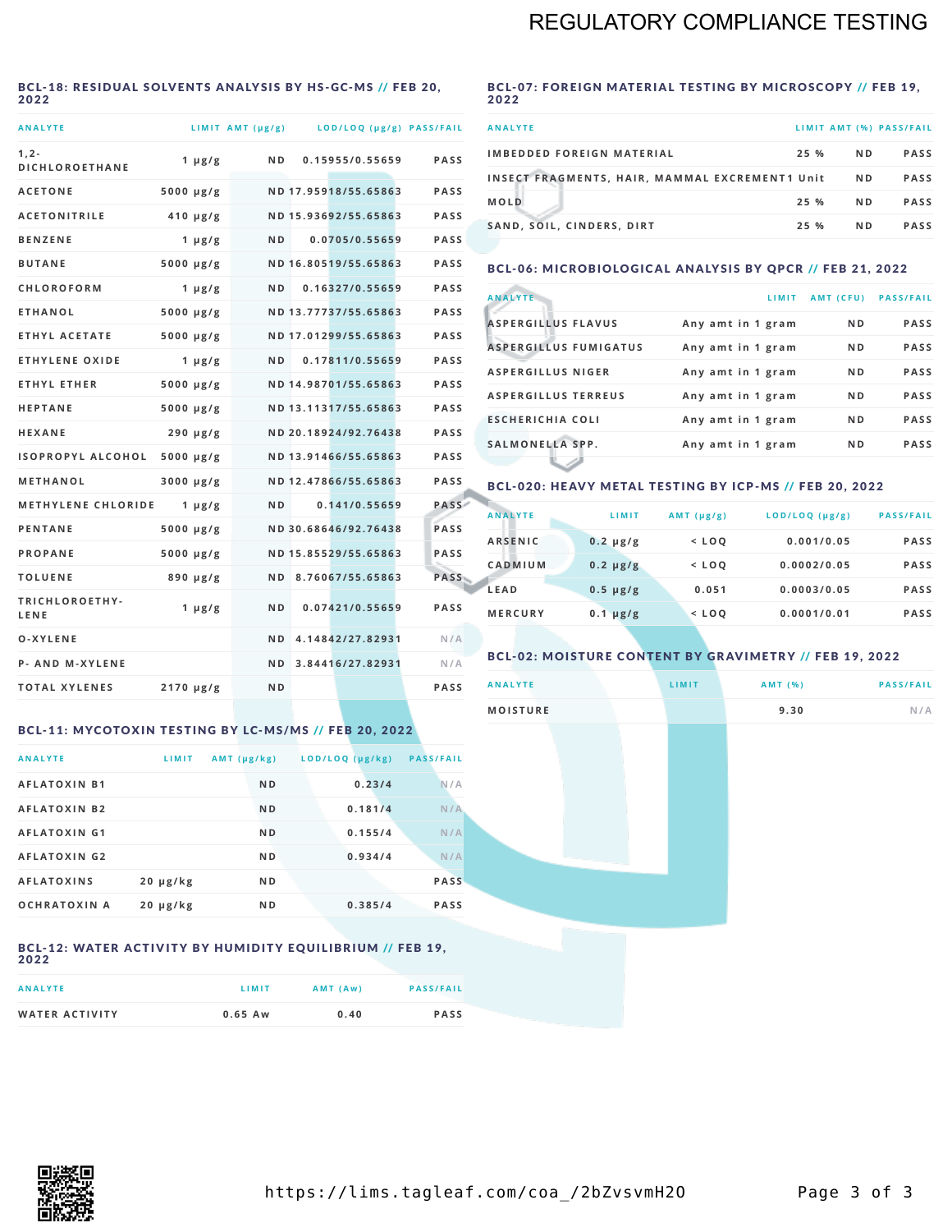# REGULATORY COMPLIANCE TESTING

## BCL-18: RESIDUAL SOLVENTS ANALYSIS BY HS-GC-MS // FEB 20, 2022

| ANALYTE | LIMIT | AMT (μg/g) | LOD/LOQ (μg/g) | PASS/FAIL |
|---|---|---|---|---|
| 1,2-DICHLOROETHANE | 1 μg/g | ND | 0.15955/0.55659 | PASS |
| ACETONE | 5000 μg/g | ND | 17.95918/55.65863 | PASS |
| ACETONITRILE | 410 μg/g | ND | 15.93692/55.65863 | PASS |
| BENZENE | 1 μg/g | ND | 0.0705/0.55659 | PASS |
| BUTANE | 5000 μg/g | ND | 16.80519/55.65863 | PASS |
| CHLOROFORM | 1 μg/g | ND | 0.16327/0.55659 | PASS |
| ETHANOL | 5000 μg/g | ND | 13.77737/55.65863 | PASS |
| ETHYL ACETATE | 5000 μg/g | ND | 17.01299/55.65863 | PASS |
| ETHYLENE OXIDE | 1 μg/g | ND | 0.17811/0.55659 | PASS |
| ETHYL ETHER | 5000 μg/g | ND | 14.98701/55.65863 | PASS |
| HEPTANE | 5000 μg/g | ND | 13.11317/55.65863 | PASS |
| HEXANE | 290 μg/g | ND | 20.18924/92.76438 | PASS |
| ISOPROPYL ALCOHOL | 5000 μg/g | ND | 13.91466/55.65863 | PASS |
| METHANOL | 3000 μg/g | ND | 12.47866/55.65863 | PASS |
| METHYLENE CHLORIDE | 1 μg/g | ND | 0.141/0.55659 | PASS |
| PENTANE | 5000 μg/g | ND | 30.68646/92.76438 | PASS |
| PROPANE | 5000 μg/g | ND | 15.85529/55.65863 | PASS |
| TOLUENE | 890 μg/g | ND | 8.76067/55.65863 | PASS |
| TRICHLOROETHYLENE | 1 μg/g | ND | 0.07421/0.55659 | PASS |
| O-XYLENE | | ND | 4.14842/27.82931 | N/A |
| P- AND M-XYLENE | | ND | 3.84416/27.82931 | N/A |
| TOTAL XYLENES | 2170 μg/g | ND | | PASS |

## BCL-11: MYCOTOXIN TESTING BY LC-MS/MS // FEB 20, 2022

| ANALYTE | LIMIT | AMT (μg/kg) | LOD/LOQ (μg/kg) | PASS/FAIL |
|---|---|---|---|---|
| AFLATOXIN B1 | | ND | 0.23/4 | N/A |
| AFLATOXIN B2 | | ND | 0.181/4 | N/A |
| AFLATOXIN G1 | | ND | 0.155/4 | N/A |
| AFLATOXIN G2 | | ND | 0.934/4 | N/A |
| AFLATOXINS | 20 μg/kg | ND | | PASS |
| OCHRATOXIN A | 20 μg/kg | ND | 0.385/4 | PASS |

## BCL-12: WATER ACTIVITY BY HUMIDITY EQUILIBRIUM // FEB 19, 2022

| ANALYTE | LIMIT | AMT (Aw) | PASS/FAIL |
|---|---|---|---|
| WATER ACTIVITY | 0.65 Aw | 0.40 | PASS |

## BCL-07: FOREIGN MATERIAL TESTING BY MICROSCOPY // FEB 19, 2022

| ANALYTE | LIMIT | AMT (%) | PASS/FAIL |
|---|---|---|---|
| IMBEDDED FOREIGN MATERIAL | 25 % | ND | PASS |
| INSECT FRAGMENTS, HAIR, MAMMAL EXCREMENT | 1 Unit | ND | PASS |
| MOLD | 25 % | ND | PASS |
| SAND, SOIL, CINDERS, DIRT | 25 % | ND | PASS |

## BCL-06: MICROBIOLOGICAL ANALYSIS BY QPCR // FEB 21, 2022

| ANALYTE | LIMIT | AMT (CFU) | PASS/FAIL |
|---|---|---|---|
| ASPERGILLUS FLAVUS | Any amt in 1 gram | ND | PASS |
| ASPERGILLUS FUMIGATUS | Any amt in 1 gram | ND | PASS |
| ASPERGILLUS NIGER | Any amt in 1 gram | ND | PASS |
| ASPERGILLUS TERREUS | Any amt in 1 gram | ND | PASS |
| ESCHERICHIA COLI | Any amt in 1 gram | ND | PASS |
| SALMONELLA SPP. | Any amt in 1 gram | ND | PASS |

## BCL-020: HEAVY METAL TESTING BY ICP-MS // FEB 20, 2022

| ANALYTE | LIMIT | AMT (μg/g) | LOD/LOQ (μg/g) | PASS/FAIL |
|---|---|---|---|---|
| ARSENIC | 0.2 μg/g | < LOQ | 0.001/0.05 | PASS |
| CADMIUM | 0.2 μg/g | < LOQ | 0.0002/0.05 | PASS |
| LEAD | 0.5 μg/g | 0.051 | 0.0003/0.05 | PASS |
| MERCURY | 0.1 μg/g | < LOQ | 0.0001/0.01 | PASS |

## BCL-02: MOISTURE CONTENT BY GRAVIMETRY // FEB 19, 2022

| ANALYTE | LIMIT | AMT (%) | PASS/FAIL |
|---|---|---|---|
| MOISTURE | | 9.30 | N/A |

https://lims.tagleaf.com/coa_/2bZvsvmH2O